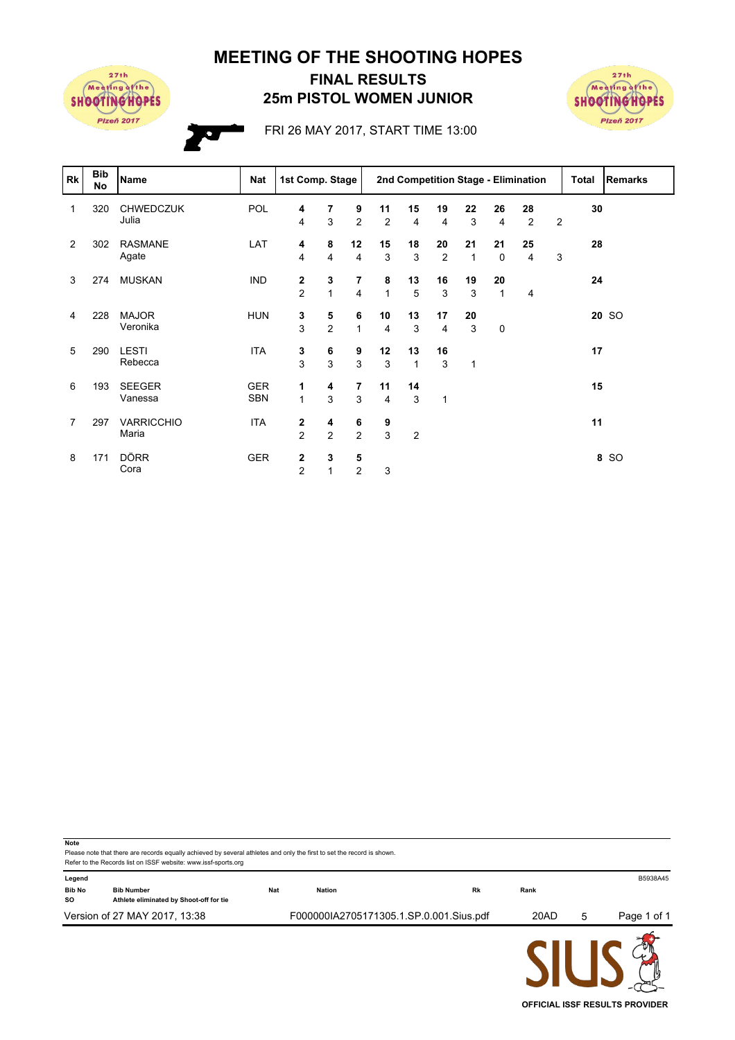# MEETING OF THE SHOOTING HOPES

## FINAL RESULTS
## 25m PISTOL WOMEN JUNIOR

FRI 26 MAY 2017, START TIME 13:00

| Rk | Bib No | Name | Nat | 1st Comp. Stage | | | 2nd Competition Stage - Elimination | | | | | | | Total | Remarks |
|---|---|---|---|---|---|---|---|---|---|---|---|---|---|---|---|
| 1 | 320 | CHWEDCZUK | POL | **4** | **7** | **9** | **11** | **15** | **19** | **22** | **26** | **28** | | **30** | |
| | | Julia | | 4 | 3 | 2 | 2 | 4 | 4 | 3 | 4 | 2 | 2 | | |
| 2 | 302 | RASMANE | LAT | **4** | **8** | **12** | **15** | **18** | **20** | **21** | **21** | **25** | | **28** | |
| | | Agate | | 4 | 4 | 4 | 3 | 3 | 2 | 1 | 0 | 4 | 3 | | |
| 3 | 274 | MUSKAN | IND | **2** | **3** | **7** | **8** | **13** | **16** | **19** | **20** | | | **24** | |
| | | | | 2 | 1 | 4 | 1 | 5 | 3 | 3 | 1 | 4 | | | |
| 4 | 228 | MAJOR | HUN | **3** | **5** | **6** | **10** | **13** | **17** | **20** | | | | **20** | SO |
| | | Veronika | | 3 | 2 | 1 | 4 | 3 | 4 | 3 | 0 | | | | |
| 5 | 290 | LESTI | ITA | **3** | **6** | **9** | **12** | **13** | **16** | | | | | **17** | |
| | | Rebecca | | 3 | 3 | 3 | 3 | 1 | 3 | 1 | | | | | |
| 6 | 193 | SEEGER | GER | **1** | **4** | **7** | **11** | **14** | | | | | | **15** | |
| | | Vanessa | SBN | 1 | 3 | 3 | 4 | 3 | 1 | | | | | | |
| 7 | 297 | VARRICCHIO | ITA | **2** | **4** | **6** | **9** | | | | | | | **11** | |
| | | Maria | | 2 | 2 | 2 | 3 | 2 | | | | | | | |
| 8 | 171 | DÖRR | GER | **2** | **3** | **5** | | | | | | | | **8** | SO |
| | | Cora | | 2 | 1 | 2 | 3 | | | | | | | | |

**Note**
Please note that there are records equally achieved by several athletes and only the first to set the record is shown.
Refer to the Records list on ISSF website: www.issf-sports.org

**Legend**

| | | | | | |
|---|---|---|---|---|---|
| **Bib No** | Bib Number | **Nat** | Nation | **Rk** | Rank |
| **SO** | Athlete eliminated by Shoot-off for tie | | | | |

B5938A45

Version of 27 MAY 2017, 13:38 — F000000IA2705171305.1.SP.0.001.Sius.pdf — 20AD 5

OFFICIAL ISSF RESULTS PROVIDER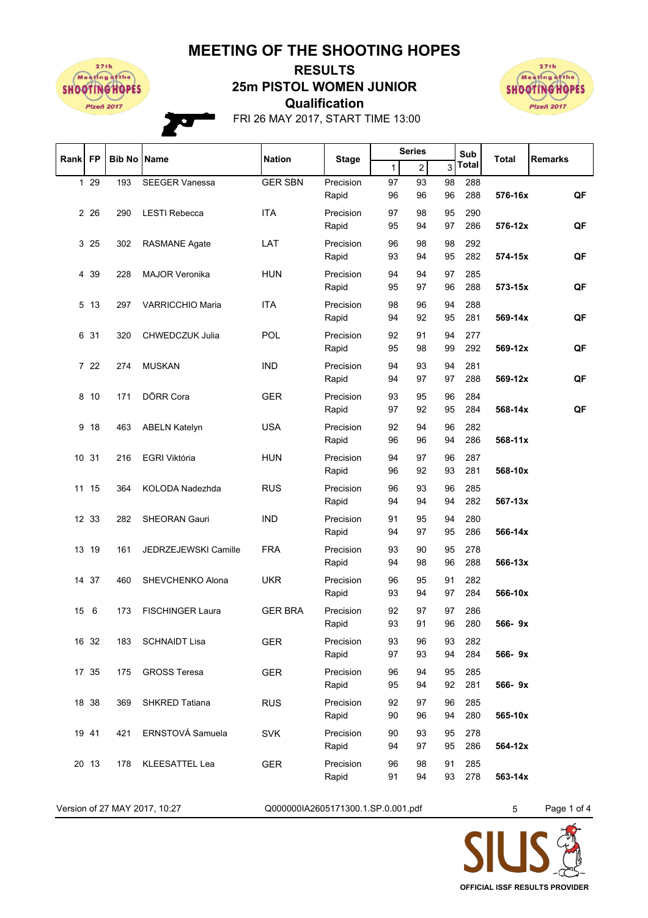# MEETING OF THE SHOOTING HOPES

## RESULTS

## 25m PISTOL WOMEN JUNIOR

## Qualification

FRI 26 MAY 2017, START TIME 13:00

| Rank | FP | Bib No | Name | Nation | Stage | Series 1 | Series 2 | Series 3 | Sub Total | Total | Remarks |
|---|---|---|---|---|---|---|---|---|---|---|---|
| 1 | 29 | 193 | SEEGER Vanessa | GER SBN | Precision | 97 | 93 | 98 | 288 | | |
| | | | | | Rapid | 96 | 96 | 96 | 288 | **576-16x** | **QF** |
| 2 | 26 | 290 | LESTI Rebecca | ITA | Precision | 97 | 98 | 95 | 290 | | |
| | | | | | Rapid | 95 | 94 | 97 | 286 | **576-12x** | **QF** |
| 3 | 25 | 302 | RASMANE Agate | LAT | Precision | 96 | 98 | 98 | 292 | | |
| | | | | | Rapid | 93 | 94 | 95 | 282 | **574-15x** | **QF** |
| 4 | 39 | 228 | MAJOR Veronika | HUN | Precision | 94 | 94 | 97 | 285 | | |
| | | | | | Rapid | 95 | 97 | 96 | 288 | **573-15x** | **QF** |
| 5 | 13 | 297 | VARRICCHIO Maria | ITA | Precision | 98 | 96 | 94 | 288 | | |
| | | | | | Rapid | 94 | 92 | 95 | 281 | **569-14x** | **QF** |
| 6 | 31 | 320 | CHWEDCZUK Julia | POL | Precision | 92 | 91 | 94 | 277 | | |
| | | | | | Rapid | 95 | 98 | 99 | 292 | **569-12x** | **QF** |
| 7 | 22 | 274 | MUSKAN | IND | Precision | 94 | 93 | 94 | 281 | | |
| | | | | | Rapid | 94 | 97 | 97 | 288 | **569-12x** | **QF** |
| 8 | 10 | 171 | DÖRR Cora | GER | Precision | 93 | 95 | 96 | 284 | | |
| | | | | | Rapid | 97 | 92 | 95 | 284 | **568-14x** | **QF** |
| 9 | 18 | 463 | ABELN Katelyn | USA | Precision | 92 | 94 | 96 | 282 | | |
| | | | | | Rapid | 96 | 96 | 94 | 286 | **568-11x** | |
| 10 | 31 | 216 | EGRI Viktória | HUN | Precision | 94 | 97 | 96 | 287 | | |
| | | | | | Rapid | 96 | 92 | 93 | 281 | **568-10x** | |
| 11 | 15 | 364 | KOLODA Nadezhda | RUS | Precision | 96 | 93 | 96 | 285 | | |
| | | | | | Rapid | 94 | 94 | 94 | 282 | **567-13x** | |
| 12 | 33 | 282 | SHEORAN Gauri | IND | Precision | 91 | 95 | 94 | 280 | | |
| | | | | | Rapid | 94 | 97 | 95 | 286 | **566-14x** | |
| 13 | 19 | 161 | JEDRZEJEWSKI Camille | FRA | Precision | 93 | 90 | 95 | 278 | | |
| | | | | | Rapid | 94 | 98 | 96 | 288 | **566-13x** | |
| 14 | 37 | 460 | SHEVCHENKO Alona | UKR | Precision | 96 | 95 | 91 | 282 | | |
| | | | | | Rapid | 93 | 94 | 97 | 284 | **566-10x** | |
| 15 | 6 | 173 | FISCHINGER Laura | GER BRA | Precision | 92 | 97 | 97 | 286 | | |
| | | | | | Rapid | 93 | 91 | 96 | 280 | **566- 9x** | |
| 16 | 32 | 183 | SCHNAIDT Lisa | GER | Precision | 93 | 96 | 93 | 282 | | |
| | | | | | Rapid | 97 | 93 | 94 | 284 | **566- 9x** | |
| 17 | 35 | 175 | GROSS Teresa | GER | Precision | 96 | 94 | 95 | 285 | | |
| | | | | | Rapid | 95 | 94 | 92 | 281 | **566- 9x** | |
| 18 | 38 | 369 | SHKRED Tatiana | RUS | Precision | 92 | 97 | 96 | 285 | | |
| | | | | | Rapid | 90 | 96 | 94 | 280 | **565-10x** | |
| 19 | 41 | 421 | ERNSTOVÁ Samuela | SVK | Precision | 90 | 93 | 95 | 278 | | |
| | | | | | Rapid | 94 | 97 | 95 | 286 | **564-12x** | |
| 20 | 13 | 178 | KLEESATTEL Lea | GER | Precision | 96 | 98 | 91 | 285 | | |
| | | | | | Rapid | 91 | 94 | 93 | 278 | **563-14x** | |

Version of 27 MAY 2017, 10:27 Q000000IA2605171300.1.SP.0.001.pdf 5

OFFICIAL ISSF RESULTS PROVIDER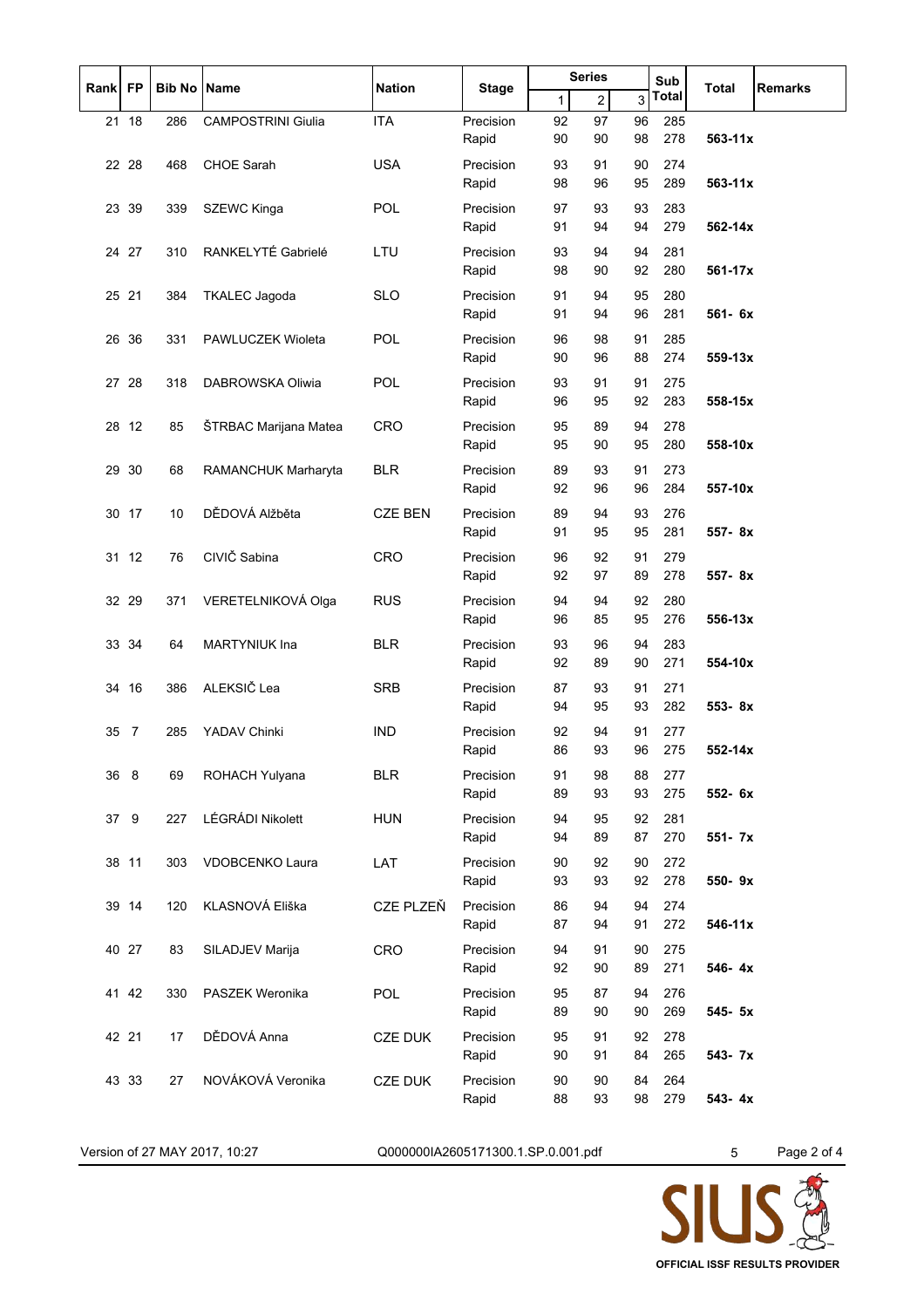| Rank | FP | Bib No | Name | Nation | Stage | Series 1 | Series 2 | Series 3 | Sub Total | Total | Remarks |
|---|---|---|---|---|---|---|---|---|---|---|---|
| 21 | 18 | 286 | CAMPOSTRINI Giulia | ITA | Precision | 92 | 97 | 96 | 285 | | |
| | | | | | Rapid | 90 | 90 | 98 | 278 | 563-11x | |
| 22 | 28 | 468 | CHOE Sarah | USA | Precision | 93 | 91 | 90 | 274 | | |
| | | | | | Rapid | 98 | 96 | 95 | 289 | 563-11x | |
| 23 | 39 | 339 | SZEWC Kinga | POL | Precision | 97 | 93 | 93 | 283 | | |
| | | | | | Rapid | 91 | 94 | 94 | 279 | 562-14x | |
| 24 | 27 | 310 | RANKELYTÉ Gabrielé | LTU | Precision | 93 | 94 | 94 | 281 | | |
| | | | | | Rapid | 98 | 90 | 92 | 280 | 561-17x | |
| 25 | 21 | 384 | TKALEC Jagoda | SLO | Precision | 91 | 94 | 95 | 280 | | |
| | | | | | Rapid | 91 | 94 | 96 | 281 | 561- 6x | |
| 26 | 36 | 331 | PAWLUCZEK Wioleta | POL | Precision | 96 | 98 | 91 | 285 | | |
| | | | | | Rapid | 90 | 96 | 88 | 274 | 559-13x | |
| 27 | 28 | 318 | DABROWSKA Oliwia | POL | Precision | 93 | 91 | 91 | 275 | | |
| | | | | | Rapid | 96 | 95 | 92 | 283 | 558-15x | |
| 28 | 12 | 85 | ŠTRBAC Marijana Matea | CRO | Precision | 95 | 89 | 94 | 278 | | |
| | | | | | Rapid | 95 | 90 | 95 | 280 | 558-10x | |
| 29 | 30 | 68 | RAMANCHUK Marharyta | BLR | Precision | 89 | 93 | 91 | 273 | | |
| | | | | | Rapid | 92 | 96 | 96 | 284 | 557-10x | |
| 30 | 17 | 10 | DĚDOVÁ Alžběta | CZE BEN | Precision | 89 | 94 | 93 | 276 | | |
| | | | | | Rapid | 91 | 95 | 95 | 281 | 557- 8x | |
| 31 | 12 | 76 | CIVIČ Sabina | CRO | Precision | 96 | 92 | 91 | 279 | | |
| | | | | | Rapid | 92 | 97 | 89 | 278 | 557- 8x | |
| 32 | 29 | 371 | VERETELNIKOVÁ Olga | RUS | Precision | 94 | 94 | 92 | 280 | | |
| | | | | | Rapid | 96 | 85 | 95 | 276 | 556-13x | |
| 33 | 34 | 64 | MARTYNIUK Ina | BLR | Precision | 93 | 96 | 94 | 283 | | |
| | | | | | Rapid | 92 | 89 | 90 | 271 | 554-10x | |
| 34 | 16 | 386 | ALEKSIČ Lea | SRB | Precision | 87 | 93 | 91 | 271 | | |
| | | | | | Rapid | 94 | 95 | 93 | 282 | 553- 8x | |
| 35 | 7 | 285 | YADAV Chinki | IND | Precision | 92 | 94 | 91 | 277 | | |
| | | | | | Rapid | 86 | 93 | 96 | 275 | 552-14x | |
| 36 | 8 | 69 | ROHACH Yulyana | BLR | Precision | 91 | 98 | 88 | 277 | | |
| | | | | | Rapid | 89 | 93 | 93 | 275 | 552- 6x | |
| 37 | 9 | 227 | LÉGRÁDI Nikolett | HUN | Precision | 94 | 95 | 92 | 281 | | |
| | | | | | Rapid | 94 | 89 | 87 | 270 | 551- 7x | |
| 38 | 11 | 303 | VDOBCENKO Laura | LAT | Precision | 90 | 92 | 90 | 272 | | |
| | | | | | Rapid | 93 | 93 | 92 | 278 | 550- 9x | |
| 39 | 14 | 120 | KLASNOVÁ Eliška | CZE PLZEŇ | Precision | 86 | 94 | 94 | 274 | | |
| | | | | | Rapid | 87 | 94 | 91 | 272 | 546-11x | |
| 40 | 27 | 83 | SILADJEV Marija | CRO | Precision | 94 | 91 | 90 | 275 | | |
| | | | | | Rapid | 92 | 90 | 89 | 271 | 546- 4x | |
| 41 | 42 | 330 | PASZEK Weronika | POL | Precision | 95 | 87 | 94 | 276 | | |
| | | | | | Rapid | 89 | 90 | 90 | 269 | 545- 5x | |
| 42 | 21 | 17 | DĚDOVÁ Anna | CZE DUK | Precision | 95 | 91 | 92 | 278 | | |
| | | | | | Rapid | 90 | 91 | 84 | 265 | 543- 7x | |
| 43 | 33 | 27 | NOVÁKOVÁ Veronika | CZE DUK | Precision | 90 | 90 | 84 | 264 | | |
| | | | | | Rapid | 88 | 93 | 98 | 279 | 543- 4x | |

Version of 27 MAY 2017, 10:27 | Q000000IA2605171300.1.SP.0.001.pdf | 5

SIUS — OFFICIAL ISSF RESULTS PROVIDER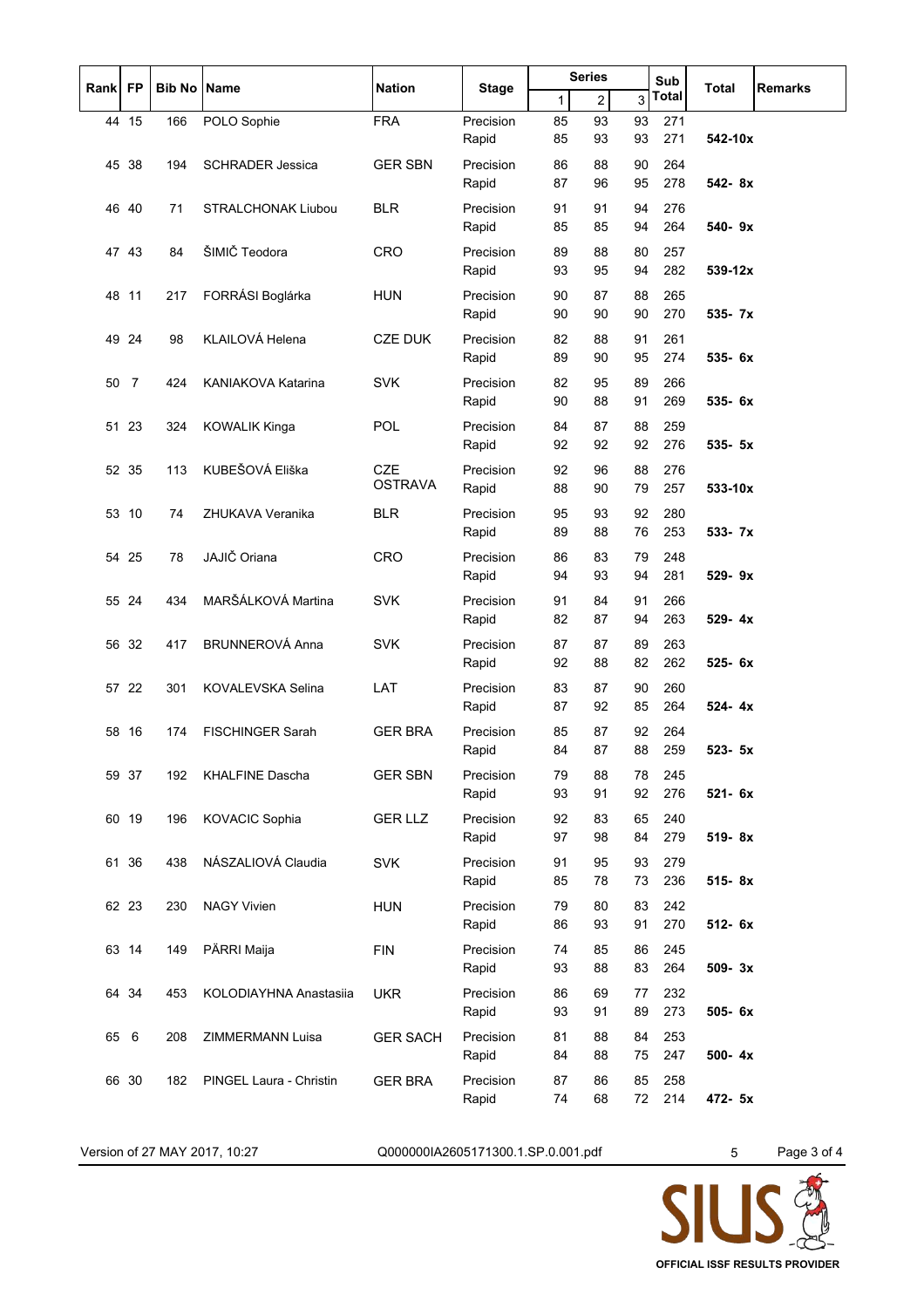| Rank | FP | Bib No | Name | Nation | Stage | Series 1 | Series 2 | Series 3 | Sub Total | Total | Remarks |
|---|---|---|---|---|---|---|---|---|---|---|---|
| 44 | 15 | 166 | POLO Sophie | FRA | Precision | 85 | 93 | 93 | 271 | | |
| | | | | | Rapid | 85 | 93 | 93 | 271 | 542-10x | |
| 45 | 38 | 194 | SCHRADER Jessica | GER SBN | Precision | 86 | 88 | 90 | 264 | | |
| | | | | | Rapid | 87 | 96 | 95 | 278 | 542- 8x | |
| 46 | 40 | 71 | STRALCHONAK Liubou | BLR | Precision | 91 | 91 | 94 | 276 | | |
| | | | | | Rapid | 85 | 85 | 94 | 264 | 540- 9x | |
| 47 | 43 | 84 | ŠIMIČ Teodora | CRO | Precision | 89 | 88 | 80 | 257 | | |
| | | | | | Rapid | 93 | 95 | 94 | 282 | 539-12x | |
| 48 | 11 | 217 | FORRÁSI Boglárka | HUN | Precision | 90 | 87 | 88 | 265 | | |
| | | | | | Rapid | 90 | 90 | 90 | 270 | 535- 7x | |
| 49 | 24 | 98 | KLAILOVÁ Helena | CZE DUK | Precision | 82 | 88 | 91 | 261 | | |
| | | | | | Rapid | 89 | 90 | 95 | 274 | 535- 6x | |
| 50 | 7 | 424 | KANIAKOVA Katarina | SVK | Precision | 82 | 95 | 89 | 266 | | |
| | | | | | Rapid | 90 | 88 | 91 | 269 | 535- 6x | |
| 51 | 23 | 324 | KOWALIK Kinga | POL | Precision | 84 | 87 | 88 | 259 | | |
| | | | | | Rapid | 92 | 92 | 92 | 276 | 535- 5x | |
| 52 | 35 | 113 | KUBEŠOVÁ Eliška | CZE OSTRAVA | Precision | 92 | 96 | 88 | 276 | | |
| | | | | | Rapid | 88 | 90 | 79 | 257 | 533-10x | |
| 53 | 10 | 74 | ZHUKAVA Veranika | BLR | Precision | 95 | 93 | 92 | 280 | | |
| | | | | | Rapid | 89 | 88 | 76 | 253 | 533- 7x | |
| 54 | 25 | 78 | JAJIČ Oriana | CRO | Precision | 86 | 83 | 79 | 248 | | |
| | | | | | Rapid | 94 | 93 | 94 | 281 | 529- 9x | |
| 55 | 24 | 434 | MARŠÁLKOVÁ Martina | SVK | Precision | 91 | 84 | 91 | 266 | | |
| | | | | | Rapid | 82 | 87 | 94 | 263 | 529- 4x | |
| 56 | 32 | 417 | BRUNNEROVÁ Anna | SVK | Precision | 87 | 87 | 89 | 263 | | |
| | | | | | Rapid | 92 | 88 | 82 | 262 | 525- 6x | |
| 57 | 22 | 301 | KOVALEVSKA Selina | LAT | Precision | 83 | 87 | 90 | 260 | | |
| | | | | | Rapid | 87 | 92 | 85 | 264 | 524- 4x | |
| 58 | 16 | 174 | FISCHINGER Sarah | GER BRA | Precision | 85 | 87 | 92 | 264 | | |
| | | | | | Rapid | 84 | 87 | 88 | 259 | 523- 5x | |
| 59 | 37 | 192 | KHALFINE Dascha | GER SBN | Precision | 79 | 88 | 78 | 245 | | |
| | | | | | Rapid | 93 | 91 | 92 | 276 | 521- 6x | |
| 60 | 19 | 196 | KOVACIC Sophia | GER LLZ | Precision | 92 | 83 | 65 | 240 | | |
| | | | | | Rapid | 97 | 98 | 84 | 279 | 519- 8x | |
| 61 | 36 | 438 | NÁSZALIOVÁ Claudia | SVK | Precision | 91 | 95 | 93 | 279 | | |
| | | | | | Rapid | 85 | 78 | 73 | 236 | 515- 8x | |
| 62 | 23 | 230 | NAGY Vivien | HUN | Precision | 79 | 80 | 83 | 242 | | |
| | | | | | Rapid | 86 | 93 | 91 | 270 | 512- 6x | |
| 63 | 14 | 149 | PÄRRI Maija | FIN | Precision | 74 | 85 | 86 | 245 | | |
| | | | | | Rapid | 93 | 88 | 83 | 264 | 509- 3x | |
| 64 | 34 | 453 | KOLODIAYHNA Anastasiia | UKR | Precision | 86 | 69 | 77 | 232 | | |
| | | | | | Rapid | 93 | 91 | 89 | 273 | 505- 6x | |
| 65 | 6 | 208 | ZIMMERMANN Luisa | GER SACH | Precision | 81 | 88 | 84 | 253 | | |
| | | | | | Rapid | 84 | 88 | 75 | 247 | 500- 4x | |
| 66 | 30 | 182 | PINGEL Laura - Christin | GER BRA | Precision | 87 | 86 | 85 | 258 | | |
| | | | | | Rapid | 74 | 68 | 72 | 214 | 472- 5x | |

Version of 27 MAY 2017, 10:27 Q000000IA2605171300.1.SP.0.001.pdf 5

SIUS OFFICIAL ISSF RESULTS PROVIDER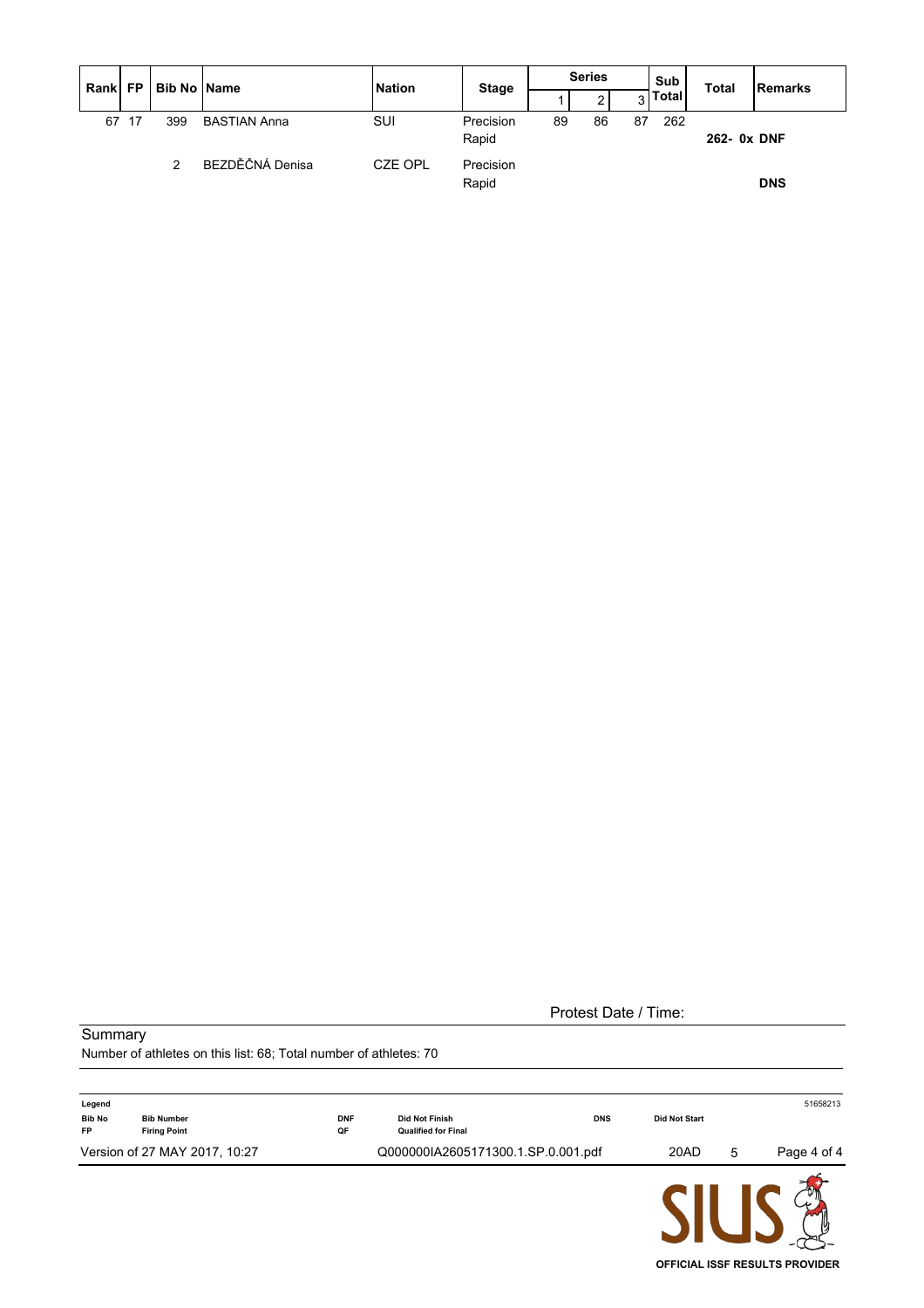| Rank | FP | Bib No | Name | Nation | Stage | Series | | | Sub Total | Total | Remarks |
|---|---|---|---|---|---|---|---|---|---|---|---|
| | | | | | | 1 | 2 | 3 | | | |
| 67 | 17 | 399 | BASTIAN Anna | SUI | Precision | 89 | 86 | 87 | 262 | | |
| | | | | | Rapid | | | | | 262- 0x | DNF |
| | | 2 | BEZDĚČNÁ Denisa | CZE OPL | Precision | | | | | | |
| | | | | | Rapid | | | | | | DNS |

Protest Date / Time:

Summary

Number of athletes on this list: 68; Total number of athletes: 70

| Legend | | | | | |
|---|---|---|---|---|---|
| Bib No | Bib Number | DNF | Did Not Finish | DNS | Did Not Start |
| FP | Firing Point | QF | Qualified for Final | | |

51658213

Version of 27 MAY 2017, 10:27 Q000000IA2605171300.1.SP.0.001.pdf 20AD 5

SIUS

OFFICIAL ISSF RESULTS PROVIDER